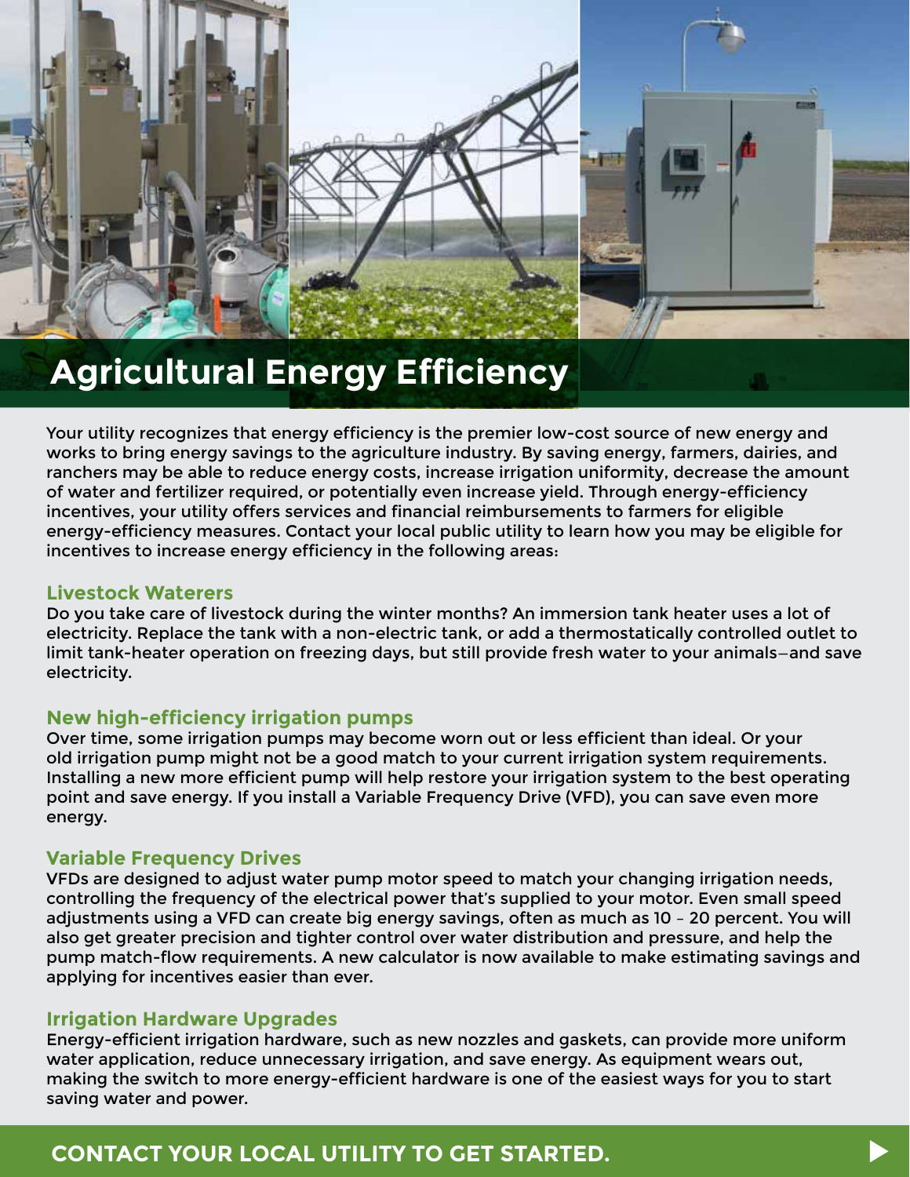# Agricultural Energy Efficiency

Your utility recognizes that energy efficiency is the premier low-cost source of new energy and works to bring energy savings to the agriculture industry. By saving energy, farmers, dairies, and ranchers may be able to reduce energy costs, increase irrigation uniformity, decrease the amount of water and fertilizer required, or potentially even increase yield. Through energy-efficiency incentives, your utility offers services and financial reimbursements to farmers for eligible energy-efficiency measures. Contact your local public utility to learn how you may be eligible for incentives to increase energy efficiency in the following areas:

## Livestock Waterers

Do you take care of livestock during the winter months? An immersion tank heater uses a lot of electricity. Replace the tank with a non-electric tank, or add a thermostatically controlled outlet to limit tank-heater operation on freezing days, but still provide fresh water to your animals—and save electricity.

## New high-efficiency irrigation pumps

Over time, some irrigation pumps may become worn out or less efficient than ideal. Or your old irrigation pump might not be a good match to your current irrigation system requirements. Installing a new more efficient pump will help restore your irrigation system to the best operating point and save energy. If you install a Variable Frequency Drive (VFD), you can save even more energy.

## Variable Frequency Drives

VFDs are designed to adjust water pump motor speed to match your changing irrigation needs, controlling the frequency of the electrical power that's supplied to your motor. Even small speed adjustments using a VFD can create big energy savings, often as much as 10 – 20 percent. You will also get greater precision and tighter control over water distribution and pressure, and help the pump match-flow requirements. A new calculator is now available to make estimating savings and applying for incentives easier than ever.

## Irrigation Hardware Upgrades

Energy-efficient irrigation hardware, such as new nozzles and gaskets, can provide more uniform water application, reduce unnecessary irrigation, and save energy. As equipment wears out, making the switch to more energy-efficient hardware is one of the easiest ways for you to start saving water and power.

**CONTACT YOUR LOCAL UTILITY TO GET STARTED.**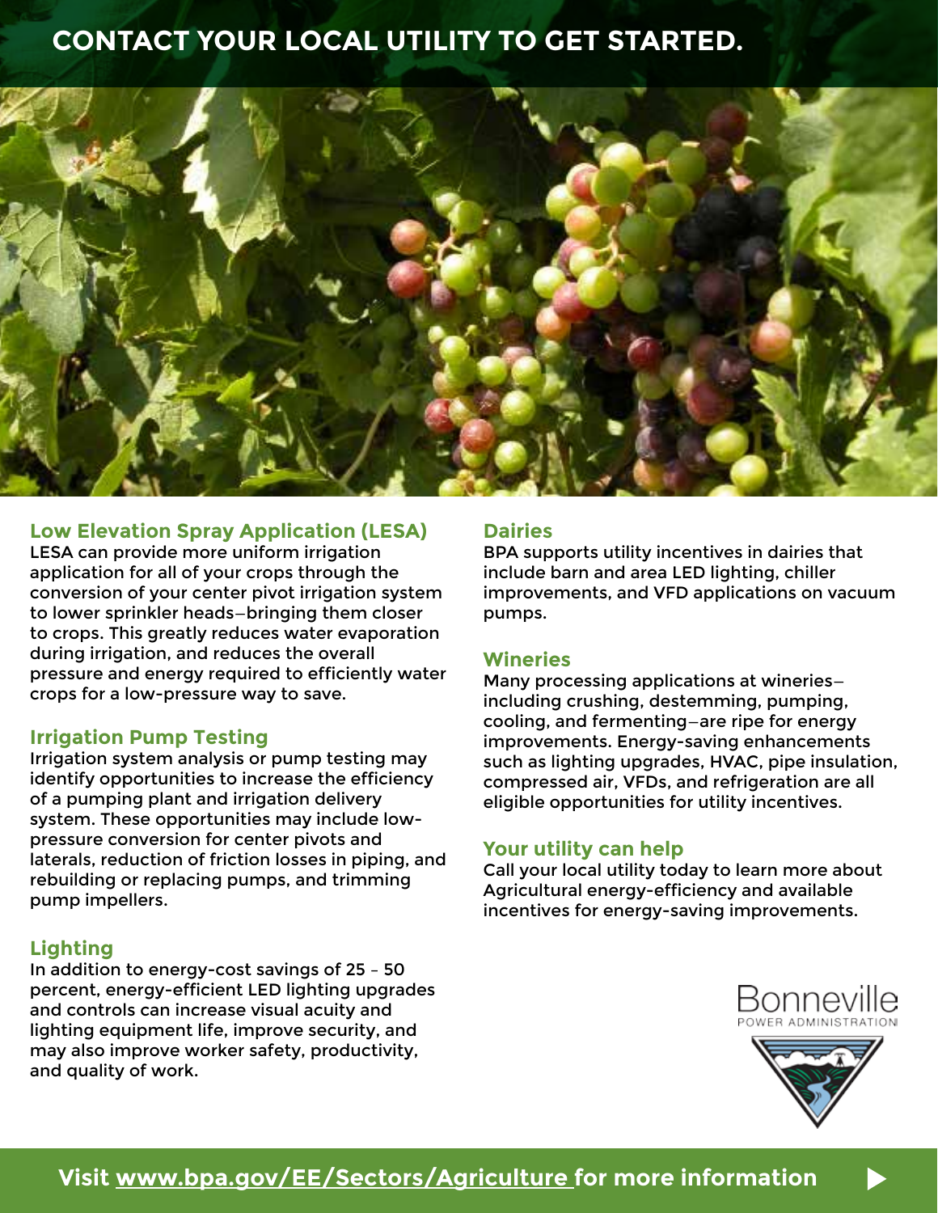# CONTACT YOUR LOCAL UTILITY TO GET STARTED.

## Low Elevation Spray Application (LESA)

LESA can provide more uniform irrigation application for all of your crops through the conversion of your center pivot irrigation system to lower sprinkler heads—bringing them closer to crops. This greatly reduces water evaporation during irrigation, and reduces the overall pressure and energy required to efficiently water crops for a low-pressure way to save.

## Irrigation Pump Testing

Irrigation system analysis or pump testing may identify opportunities to increase the efficiency of a pumping plant and irrigation delivery system. These opportunities may include low-pressure conversion for center pivots and laterals, reduction of friction losses in piping, and rebuilding or replacing pumps, and trimming pump impellers.

## Lighting

In addition to energy-cost savings of 25 – 50 percent, energy-efficient LED lighting upgrades and controls can increase visual acuity and lighting equipment life, improve security, and may also improve worker safety, productivity, and quality of work.

## Dairies

BPA supports utility incentives in dairies that include barn and area LED lighting, chiller improvements, and VFD applications on vacuum pumps.

## Wineries

Many processing applications at wineries—including crushing, destemming, pumping, cooling, and fermenting—are ripe for energy improvements. Energy-saving enhancements such as lighting upgrades, HVAC, pipe insulation, compressed air, VFDs, and refrigeration are all eligible opportunities for utility incentives.

## Your utility can help

Call your local utility today to learn more about Agricultural energy-efficiency and available incentives for energy-saving improvements.

Bonneville
POWER ADMINISTRATION

**Visit www.bpa.gov/EE/Sectors/Agriculture for more information**